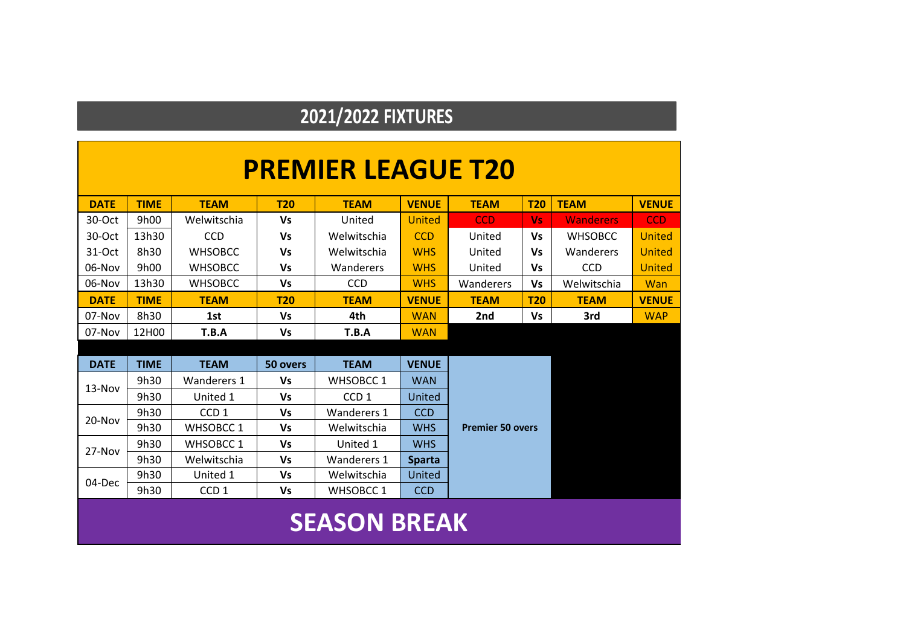# 2021/2022 FIXTURES

## PREMIER LEAGUE T20

| DATE | TIME | TEAM | T20 | TEAM | VENUE | TEAM | T20 | TEAM | VENUE |
|---|---|---|---|---|---|---|---|---|---|
| 30-Oct | 9h00 | Welwitschia | Vs | United | United | CCD | Vs | Wanderers | CCD |
| 30-Oct | 13h30 | CCD | Vs | Welwitschia | CCD | United | Vs | WHSOBCC | United |
| 31-Oct | 8h30 | WHSOBCC | Vs | Welwitschia | WHS | United | Vs | Wanderers | United |
| 06-Nov | 9h00 | WHSOBCC | Vs | Wanderers | WHS | United | Vs | CCD | United |
| 06-Nov | 13h30 | WHSOBCC | Vs | CCD | WHS | Wanderers | Vs | Welwitschia | Wan |
| **DATE** | **TIME** | **TEAM** | **T20** | **TEAM** | **VENUE** | **TEAM** | **T20** | **TEAM** | **VENUE** |
| 07-Nov | 8h30 | **1st** | Vs | **4th** | WAN | **2nd** | Vs | **3rd** | WAP |
| 07-Nov | 12H00 | **T.B.A** | Vs | **T.B.A** | WAN | | | | |

| DATE | TIME | TEAM | 50 overs | TEAM | VENUE | |
|---|---|---|---|---|---|---|
| 13-Nov | 9h30 | Wanderers 1 | Vs | WHSOBCC 1 | WAN | **Premier 50 overs** |
| | 9h30 | United 1 | Vs | CCD 1 | United | |
| 20-Nov | 9h30 | CCD 1 | Vs | Wanderers 1 | CCD | |
| | 9h30 | WHSOBCC 1 | Vs | Welwitschia | WHS | |
| 27-Nov | 9h30 | WHSOBCC 1 | Vs | United 1 | WHS | |
| | 9h30 | Welwitschia | Vs | Wanderers 1 | **Sparta** | |
| 04-Dec | 9h30 | United 1 | Vs | Welwitschia | United | |
| | 9h30 | CCD 1 | Vs | WHSOBCC 1 | CCD | |

## SEASON BREAK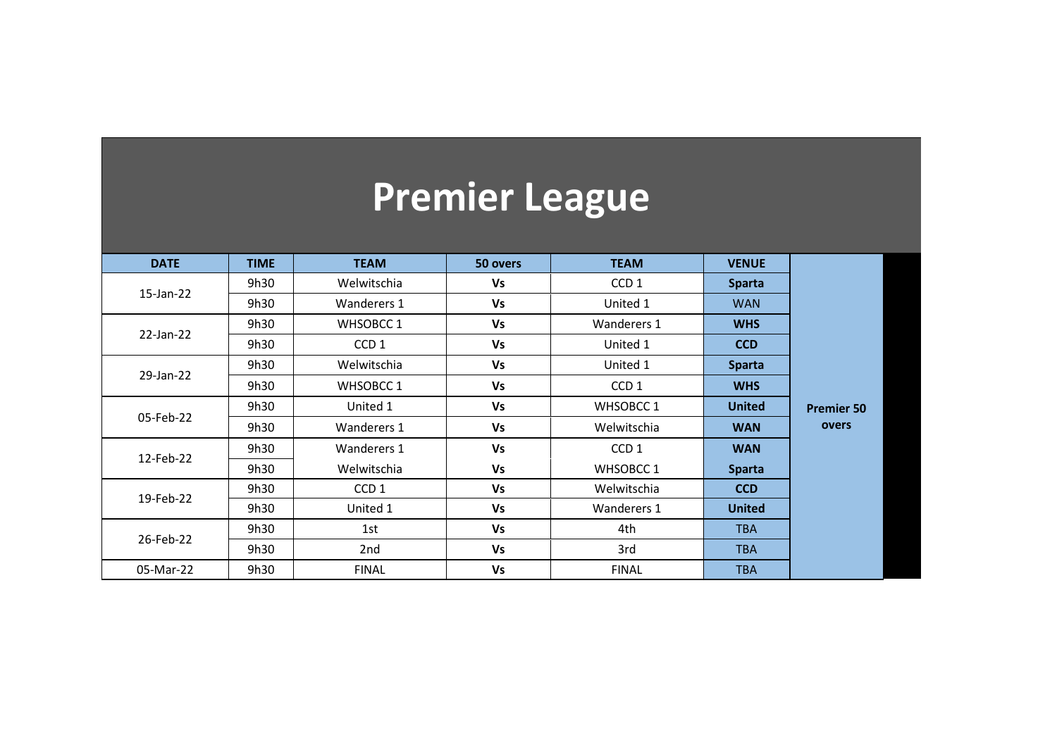# Premier League

| DATE | TIME | TEAM | 50 overs | TEAM | VENUE | |
|---|---|---|---|---|---|---|
| 15-Jan-22 | 9h30 | Welwitschia | **Vs** | CCD 1 | **Sparta** | **Premier 50 overs** |
| | 9h30 | Wanderers 1 | **Vs** | United 1 | WAN | |
| 22-Jan-22 | 9h30 | WHSOBCC 1 | **Vs** | Wanderers 1 | **WHS** | |
| | 9h30 | CCD 1 | **Vs** | United 1 | **CCD** | |
| 29-Jan-22 | 9h30 | Welwitschia | **Vs** | United 1 | **Sparta** | |
| | 9h30 | WHSOBCC 1 | **Vs** | CCD 1 | **WHS** | |
| 05-Feb-22 | 9h30 | United 1 | **Vs** | WHSOBCC 1 | **United** | |
| | 9h30 | Wanderers 1 | **Vs** | Welwitschia | **WAN** | |
| 12-Feb-22 | 9h30 | Wanderers 1 | **Vs** | CCD 1 | **WAN** | |
| | 9h30 | Welwitschia | **Vs** | WHSOBCC 1 | **Sparta** | |
| 19-Feb-22 | 9h30 | CCD 1 | **Vs** | Welwitschia | **CCD** | |
| | 9h30 | United 1 | **Vs** | Wanderers 1 | **United** | |
| 26-Feb-22 | 9h30 | 1st | **Vs** | 4th | TBA | |
| | 9h30 | 2nd | **Vs** | 3rd | TBA | |
| 05-Mar-22 | 9h30 | FINAL | **Vs** | FINAL | TBA | |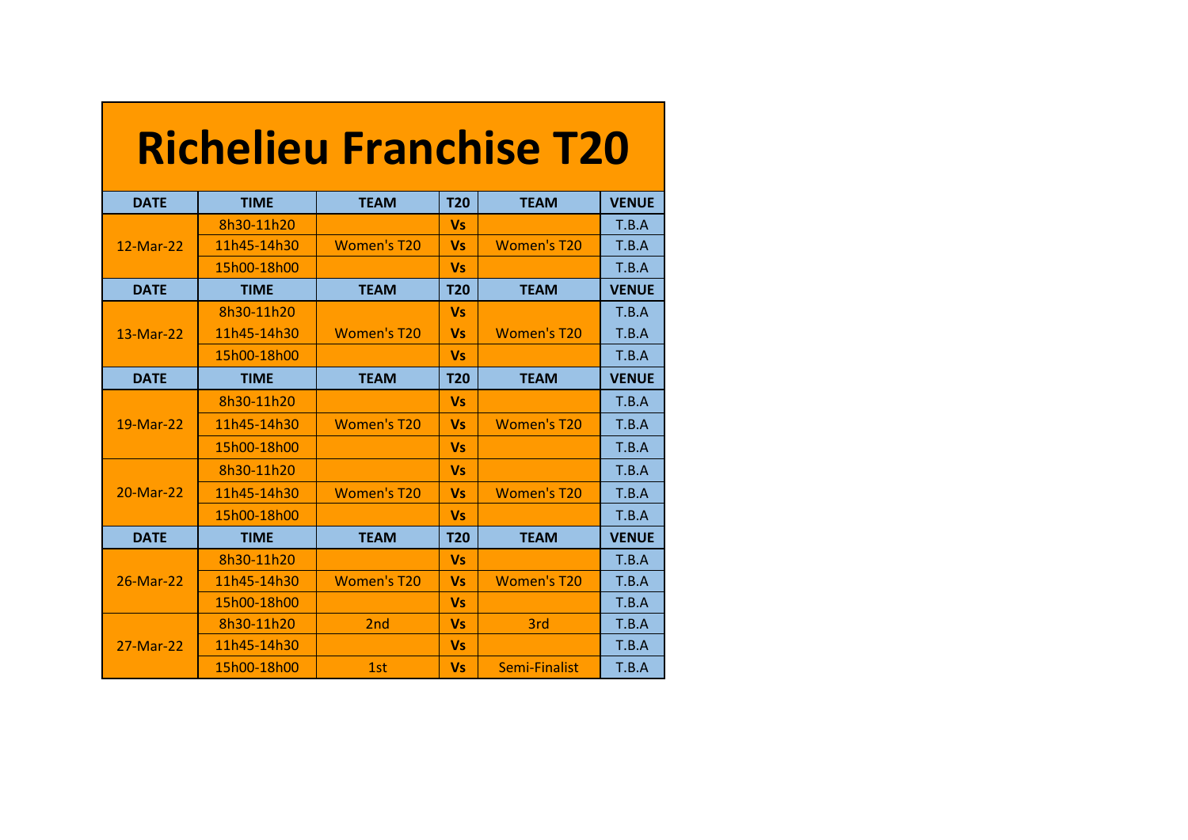# Richelieu Franchise T20

| DATE | TIME | TEAM | T20 | TEAM | VENUE |
|---|---|---|---|---|---|
| 12-Mar-22 | 8h30-11h20 | | Vs | | T.B.A |
| | 11h45-14h30 | Women's T20 | Vs | Women's T20 | T.B.A |
| | 15h00-18h00 | | Vs | | T.B.A |
| **DATE** | **TIME** | **TEAM** | **T20** | **TEAM** | **VENUE** |
| 13-Mar-22 | 8h30-11h20 | | Vs | | T.B.A |
| | 11h45-14h30 | Women's T20 | Vs | Women's T20 | T.B.A |
| | 15h00-18h00 | | Vs | | T.B.A |
| **DATE** | **TIME** | **TEAM** | **T20** | **TEAM** | **VENUE** |
| 19-Mar-22 | 8h30-11h20 | | Vs | | T.B.A |
| | 11h45-14h30 | Women's T20 | Vs | Women's T20 | T.B.A |
| | 15h00-18h00 | | Vs | | T.B.A |
| 20-Mar-22 | 8h30-11h20 | | Vs | | T.B.A |
| | 11h45-14h30 | Women's T20 | Vs | Women's T20 | T.B.A |
| | 15h00-18h00 | | Vs | | T.B.A |
| **DATE** | **TIME** | **TEAM** | **T20** | **TEAM** | **VENUE** |
| 26-Mar-22 | 8h30-11h20 | | Vs | | T.B.A |
| | 11h45-14h30 | Women's T20 | Vs | Women's T20 | T.B.A |
| | 15h00-18h00 | | Vs | | T.B.A |
| 27-Mar-22 | 8h30-11h20 | 2nd | Vs | 3rd | T.B.A |
| | 11h45-14h30 | | Vs | | T.B.A |
| | 15h00-18h00 | 1st | Vs | Semi-Finalist | T.B.A |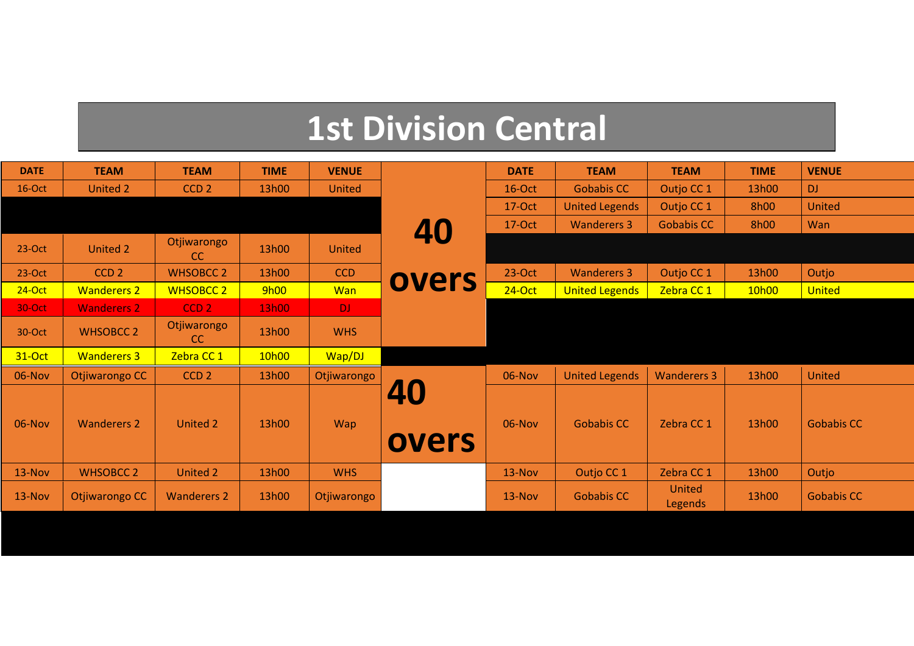# 1st Division Central

| DATE | TEAM | TEAM | TIME | VENUE |
|---|---|---|---|---|
| 16-Oct | United 2 | CCD 2 | 13h00 | United |
| | | | | |
| 23-Oct | United 2 | Otjiwarongo CC | 13h00 | United |
| 23-Oct | CCD 2 | WHSOBCC 2 | 13h00 | CCD |
| 24-Oct | Wanderers 2 | WHSOBCC 2 | 9h00 | Wan |
| 30-Oct | Wanderers 2 | CCD 2 | 13h00 | DJ |
| 30-Oct | WHSOBCC 2 | Otjiwarongo CC | 13h00 | WHS |
| 31-Oct | Wanderers 3 | Zebra CC 1 | 10h00 | Wap/DJ |
| 06-Nov | Otjiwarongo CC | CCD 2 | 13h00 | Otjiwarongo |
| 06-Nov | Wanderers 2 | United 2 | 13h00 | Wap |
| 13-Nov | WHSOBCC 2 | United 2 | 13h00 | WHS |
| 13-Nov | Otjiwarongo CC | Wanderers 2 | 13h00 | Otjiwarongo |

**40 overs**

| DATE | TEAM | TEAM | TIME | VENUE |
|---|---|---|---|---|
| 16-Oct | Gobabis CC | Outjo CC 1 | 13h00 | DJ |
| 17-Oct | United Legends | Outjo CC 1 | 8h00 | United |
| 17-Oct | Wanderers 3 | Gobabis CC | 8h00 | Wan |
| | | | | |
| 23-Oct | Wanderers 3 | Outjo CC 1 | 13h00 | Outjo |
| 24-Oct | United Legends | Zebra CC 1 | 10h00 | United |
| 06-Nov | United Legends | Wanderers 3 | 13h00 | United |
| 06-Nov | Gobabis CC | Zebra CC 1 | 13h00 | Gobabis CC |
| 13-Nov | Outjo CC 1 | Zebra CC 1 | 13h00 | Outjo |
| 13-Nov | Gobabis CC | United Legends | 13h00 | Gobabis CC |

**40 overs**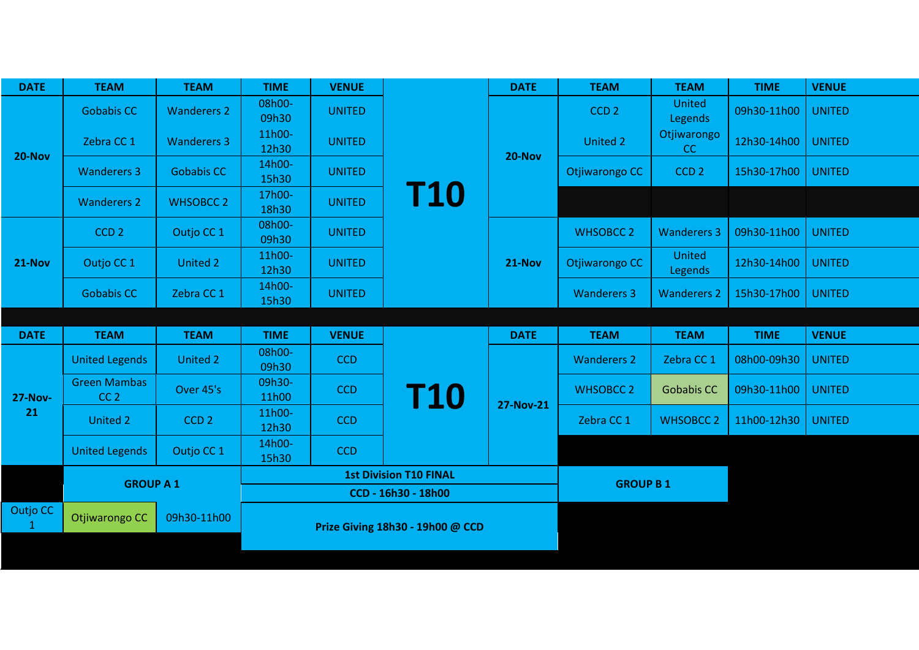| DATE | TEAM | TEAM | TIME | VENUE |
|---|---|---|---|---|
| 20-Nov | Gobabis CC | Wanderers 2 | 08h00-09h30 | UNITED |
| | Zebra CC 1 | Wanderers 3 | 11h00-12h30 | UNITED |
| | Wanderers 3 | Gobabis CC | 14h00-15h30 | UNITED |
| | Wanderers 2 | WHSOBCC 2 | 17h00-18h30 | UNITED |
| 21-Nov | CCD 2 | Outjo CC 1 | 08h00-09h30 | UNITED |
| | Outjo CC 1 | United 2 | 11h00-12h30 | UNITED |
| | Gobabis CC | Zebra CC 1 | 14h00-15h30 | UNITED |

**T10**

| DATE | TEAM | TEAM | TIME | VENUE |
|---|---|---|---|---|
| 20-Nov | CCD 2 | United Legends | 09h30-11h00 | UNITED |
| | United 2 | Otjiwarongo CC | 12h30-14h00 | UNITED |
| | Otjiwarongo CC | CCD 2 | 15h30-17h00 | UNITED |
| 21-Nov | WHSOBCC 2 | Wanderers 3 | 09h30-11h00 | UNITED |
| | Otjiwarongo CC | United Legends | 12h30-14h00 | UNITED |
| | Wanderers 3 | Wanderers 2 | 15h30-17h00 | UNITED |

| DATE | TEAM | TEAM | TIME | VENUE |
|---|---|---|---|---|
| 27-Nov-21 | United Legends | United 2 | 08h00-09h30 | CCD |
| | Green Mambas CC 2 | Over 45's | 09h30-11h00 | CCD |
| | United 2 | CCD 2 | 11h00-12h30 | CCD |
| | United Legends | Outjo CC 1 | 14h00-15h30 | CCD |

**T10**

| DATE | TEAM | TEAM | TIME | VENUE |
|---|---|---|---|---|
| 27-Nov-21 | Wanderers 2 | Zebra CC 1 | 08h00-09h30 | UNITED |
| | WHSOBCC 2 | Gobabis CC | 09h30-11h00 | UNITED |
| | Zebra CC 1 | WHSOBCC 2 | 11h00-12h30 | UNITED |

| GROUP A 1 | | |
|---|---|---|
| Outjo CC 1 | Otjiwarongo CC | 09h30-11h00 |

**GROUP B 1**

**1st Division T10 FINAL**

**CCD - 16h30 - 18h00**

**Prize Giving 18h30 - 19h00 @ CCD**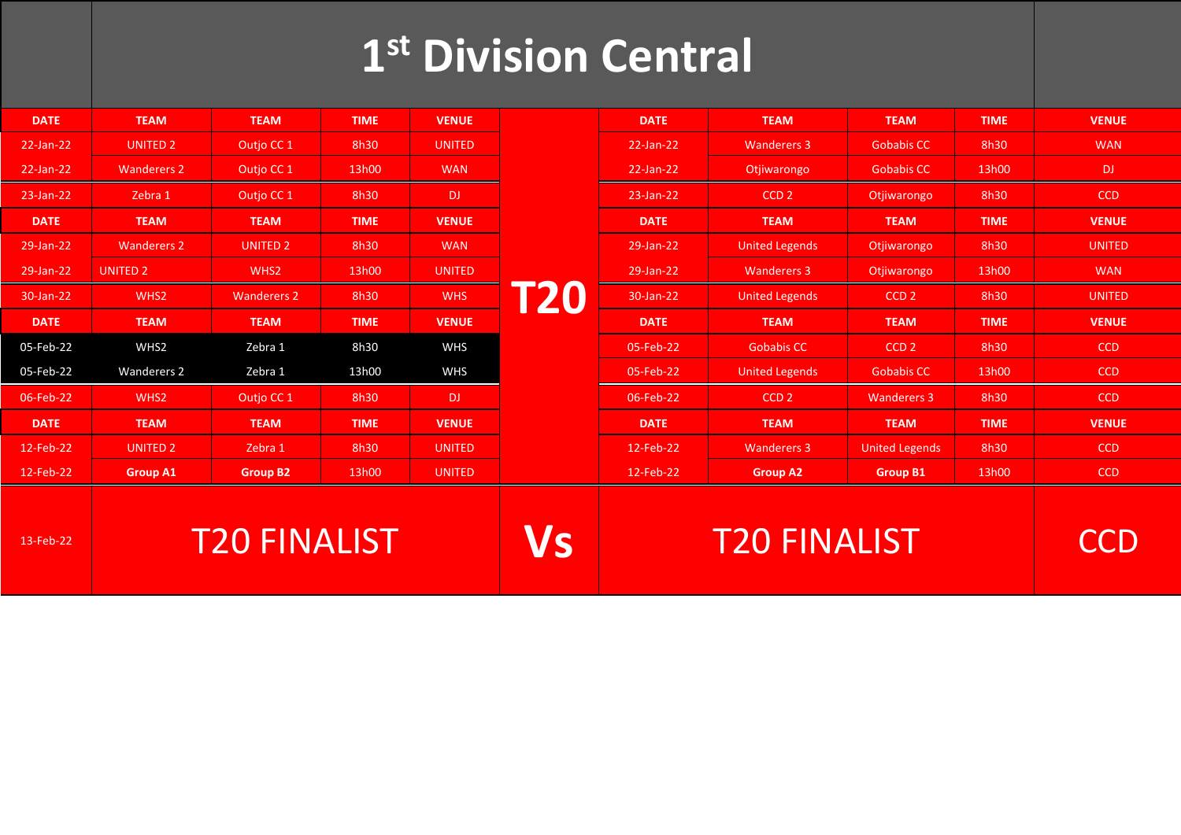# 1st Division Central

| DATE | TEAM | TEAM | TIME | VENUE | | DATE | TEAM | TEAM | TIME | VENUE |
|---|---|---|---|---|---|---|---|---|---|---|
| 22-Jan-22 | UNITED 2 | Outjo CC 1 | 8h30 | UNITED | | 22-Jan-22 | Wanderers 3 | Gobabis CC | 8h30 | WAN |
| 22-Jan-22 | Wanderers 2 | Outjo CC 1 | 13h00 | WAN | | 22-Jan-22 | Otjiwarongo | Gobabis CC | 13h00 | DJ |
| 23-Jan-22 | Zebra 1 | Outjo CC 1 | 8h30 | DJ | | 23-Jan-22 | CCD 2 | Otjiwarongo | 8h30 | CCD |
| **DATE** | **TEAM** | **TEAM** | **TIME** | **VENUE** | | **DATE** | **TEAM** | **TEAM** | **TIME** | **VENUE** |
| 29-Jan-22 | Wanderers 2 | UNITED 2 | 8h30 | WAN | | 29-Jan-22 | United Legends | Otjiwarongo | 8h30 | UNITED |
| 29-Jan-22 | UNITED 2 | WHS2 | 13h00 | UNITED | | 29-Jan-22 | Wanderers 3 | Otjiwarongo | 13h00 | WAN |
| 30-Jan-22 | WHS2 | Wanderers 2 | 8h30 | WHS | **T20** | 30-Jan-22 | United Legends | CCD 2 | 8h30 | UNITED |
| **DATE** | **TEAM** | **TEAM** | **TIME** | **VENUE** | | **DATE** | **TEAM** | **TEAM** | **TIME** | **VENUE** |
| 05-Feb-22 | WHS2 | Zebra 1 | 8h30 | WHS | | 05-Feb-22 | Gobabis CC | CCD 2 | 8h30 | CCD |
| 05-Feb-22 | Wanderers 2 | Zebra 1 | 13h00 | WHS | | 05-Feb-22 | United Legends | Gobabis CC | 13h00 | CCD |
| 06-Feb-22 | WHS2 | Outjo CC 1 | 8h30 | DJ | | 06-Feb-22 | CCD 2 | Wanderers 3 | 8h30 | CCD |
| **DATE** | **TEAM** | **TEAM** | **TIME** | **VENUE** | | **DATE** | **TEAM** | **TEAM** | **TIME** | **VENUE** |
| 12-Feb-22 | UNITED 2 | Zebra 1 | 8h30 | UNITED | | 12-Feb-22 | Wanderers 3 | United Legends | 8h30 | CCD |
| 12-Feb-22 | **Group A1** | **Group B2** | 13h00 | UNITED | | 12-Feb-22 | **Group A2** | **Group B1** | 13h00 | CCD |
| 13-Feb-22 | T20 FINALIST | | | | **Vs** | T20 FINALIST | | | | CCD |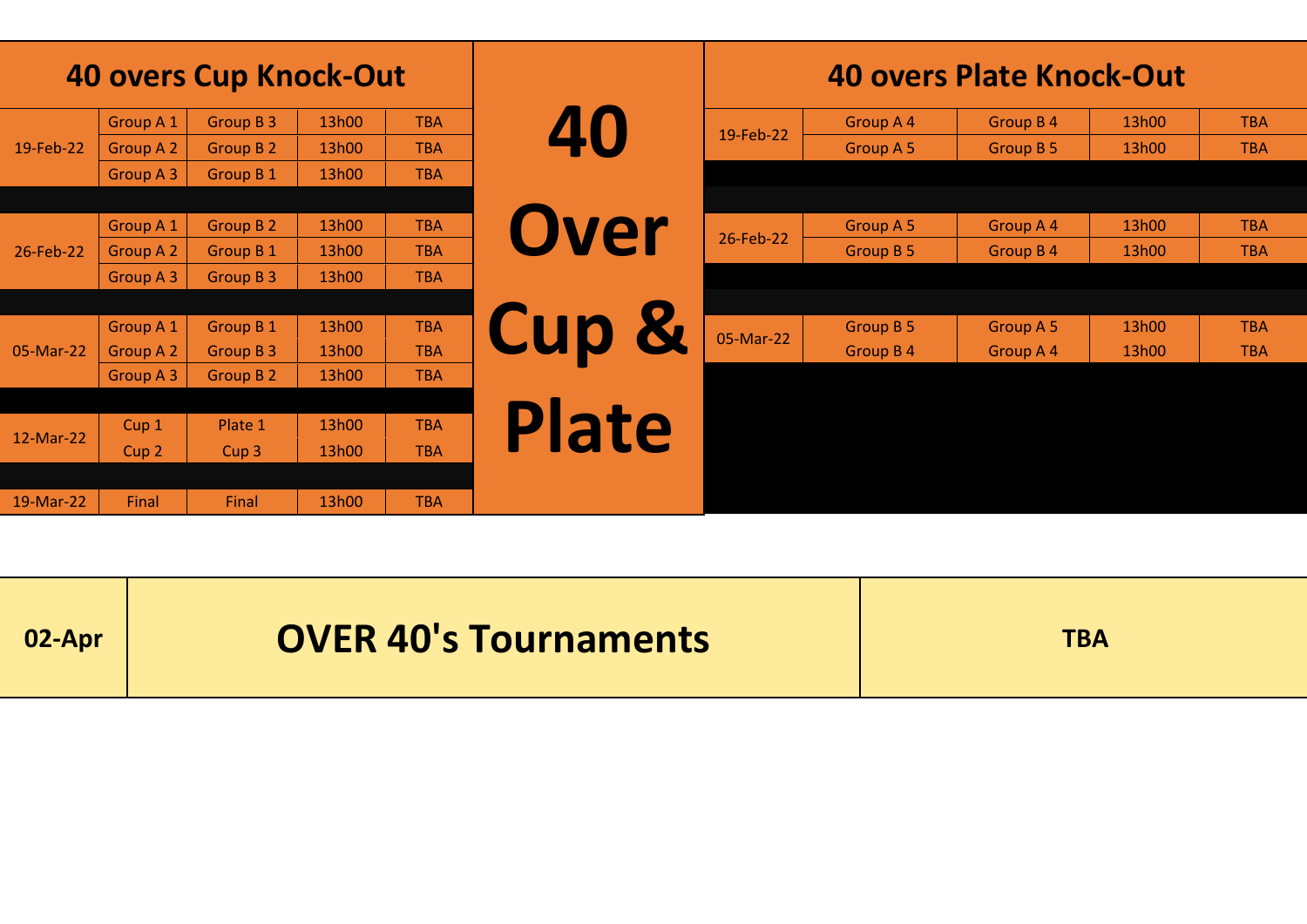## 40 overs Cup Knock-Out

| Date | Team 1 | Team 2 | Time | Venue |
|---|---|---|---|---|
| 19-Feb-22 | Group A 1 | Group B 3 | 13h00 | TBA |
| | Group A 2 | Group B 2 | 13h00 | TBA |
| | Group A 3 | Group B 1 | 13h00 | TBA |
| 26-Feb-22 | Group A 1 | Group B 2 | 13h00 | TBA |
| | Group A 2 | Group B 1 | 13h00 | TBA |
| | Group A 3 | Group B 3 | 13h00 | TBA |
| 05-Mar-22 | Group A 1 | Group B 1 | 13h00 | TBA |
| | Group A 2 | Group B 3 | 13h00 | TBA |
| | Group A 3 | Group B 2 | 13h00 | TBA |
| 12-Mar-22 | Cup 1 | Plate 1 | 13h00 | TBA |
| | Cup 2 | Cup 3 | 13h00 | TBA |
| 19-Mar-22 | Final | Final | 13h00 | TBA |

# 40 Over Cup & Plate

## 40 overs Plate Knock-Out

| Date | Team 1 | Team 2 | Time | Venue |
|---|---|---|---|---|
| 19-Feb-22 | Group A 4 | Group B 4 | 13h00 | TBA |
| | Group A 5 | Group B 5 | 13h00 | TBA |
| 26-Feb-22 | Group A 5 | Group A 4 | 13h00 | TBA |
| | Group B 5 | Group B 4 | 13h00 | TBA |
| 05-Mar-22 | Group B 5 | Group A 5 | 13h00 | TBA |
| | Group B 4 | Group A 4 | 13h00 | TBA |

| 02-Apr | OVER 40's Tournaments | TBA |
|---|---|---|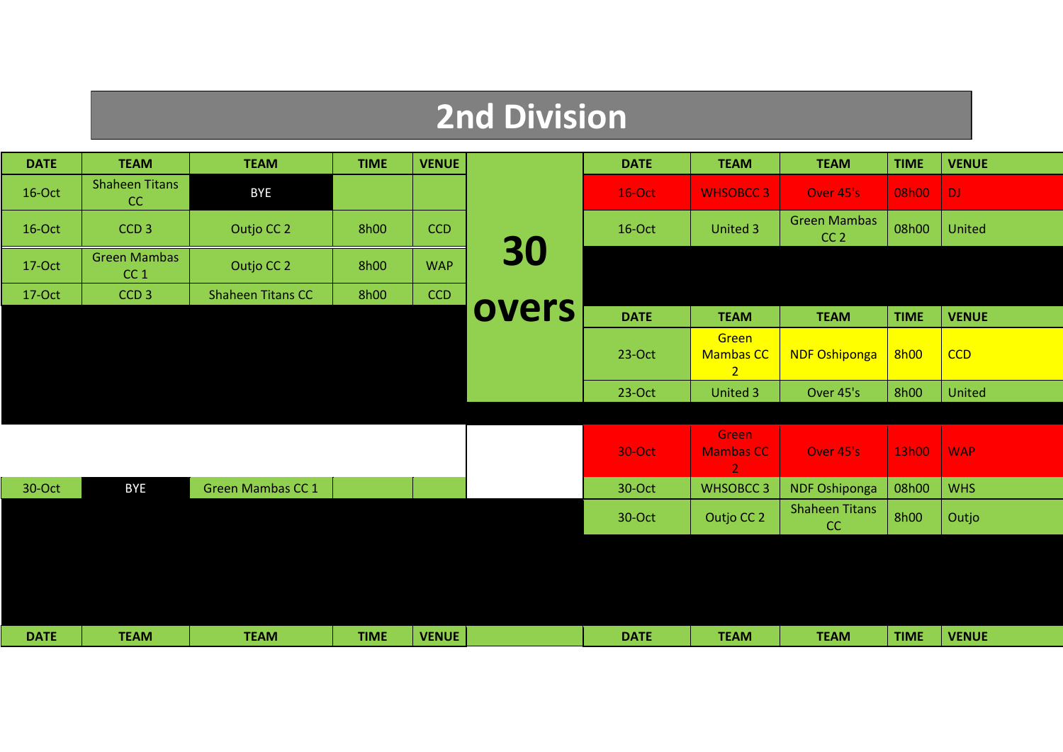# 2nd Division

**30 overs**

| DATE | TEAM | TEAM | TIME | VENUE |
|---|---|---|---|---|
| 16-Oct | Shaheen Titans CC | BYE | | |
| 16-Oct | CCD 3 | Outjo CC 2 | 8h00 | CCD |
| 17-Oct | Green Mambas CC 1 | Outjo CC 2 | 8h00 | WAP |
| 17-Oct | CCD 3 | Shaheen Titans CC | 8h00 | CCD |
| 30-Oct | BYE | Green Mambas CC 1 | | |

| DATE | TEAM | TEAM | TIME | VENUE |
|---|---|---|---|---|
| 16-Oct | WHSOBCC 3 | Over 45's | 08h00 | DJ |
| 16-Oct | United 3 | Green Mambas CC 2 | 08h00 | United |

| DATE | TEAM | TEAM | TIME | VENUE |
|---|---|---|---|---|
| 23-Oct | Green Mambas CC 2 | NDF Oshiponga | 8h00 | CCD |
| 23-Oct | United 3 | Over 45's | 8h00 | United |
| 30-Oct | Green Mambas CC 2 | Over 45's | 13h00 | WAP |
| 30-Oct | WHSOBCC 3 | NDF Oshiponga | 08h00 | WHS |
| 30-Oct | Outjo CC 2 | Shaheen Titans CC | 8h00 | Outjo |

| DATE | TEAM | TEAM | TIME | VENUE | | DATE | TEAM | TEAM | TIME | VENUE |
|---|---|---|---|---|---|---|---|---|---|---|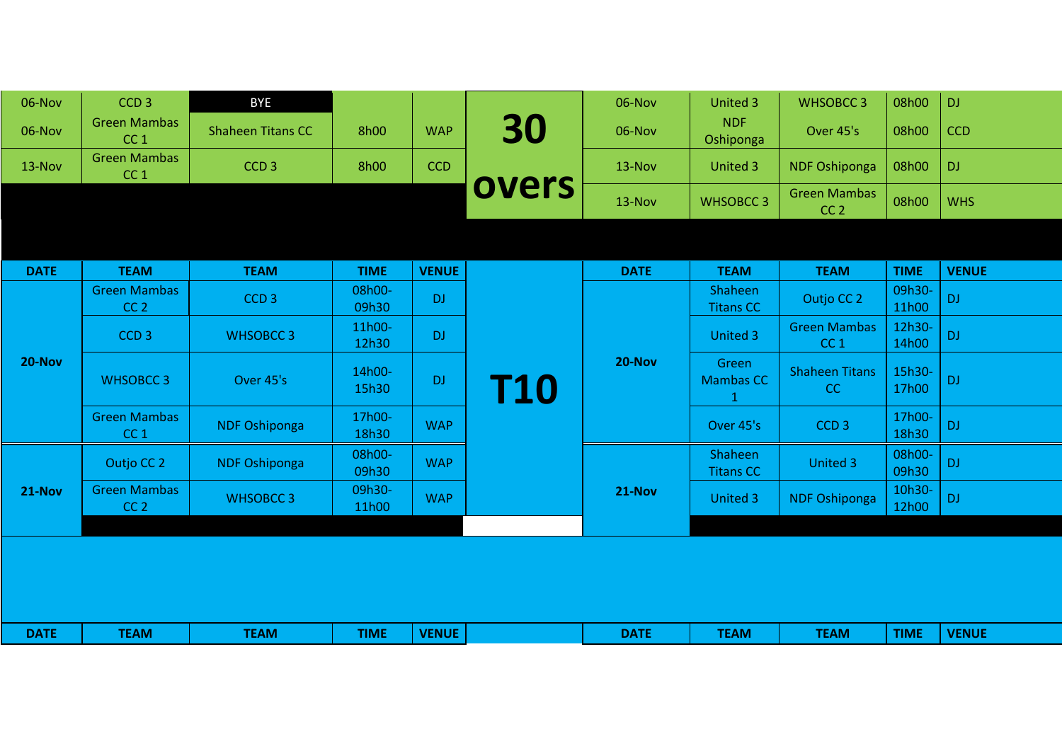## 30 overs

| DATE | TEAM | TEAM | TIME | VENUE |
|---|---|---|---|---|
| 06-Nov | CCD 3 | BYE | | |
| 06-Nov | Green Mambas CC 1 | Shaheen Titans CC | 8h00 | WAP |
| 13-Nov | Green Mambas CC 1 | CCD 3 | 8h00 | CCD |

| DATE | TEAM | TEAM | TIME | VENUE |
|---|---|---|---|---|
| 06-Nov | United 3 | WHSOBCC 3 | 08h00 | DJ |
| 06-Nov | NDF Oshiponga | Over 45's | 08h00 | CCD |
| 13-Nov | United 3 | NDF Oshiponga | 08h00 | DJ |
| 13-Nov | WHSOBCC 3 | Green Mambas CC 2 | 08h00 | WHS |

## T10

| DATE | TEAM | TEAM | TIME | VENUE |
|---|---|---|---|---|
| 20-Nov | Green Mambas CC 2 | CCD 3 | 08h00-09h30 | DJ |
| | CCD 3 | WHSOBCC 3 | 11h00-12h30 | DJ |
| | WHSOBCC 3 | Over 45's | 14h00-15h30 | DJ |
| | Green Mambas CC 1 | NDF Oshiponga | 17h00-18h30 | WAP |
| 21-Nov | Outjo CC 2 | NDF Oshiponga | 08h00-09h30 | WAP |
| | Green Mambas CC 2 | WHSOBCC 3 | 09h30-11h00 | WAP |

| DATE | TEAM | TEAM | TIME | VENUE |
|---|---|---|---|---|
| 20-Nov | Shaheen Titans CC | Outjo CC 2 | 09h30-11h00 | DJ |
| | United 3 | Green Mambas CC 1 | 12h30-14h00 | DJ |
| | Green Mambas CC 1 | Shaheen Titans CC | 15h30-17h00 | DJ |
| | Over 45's | CCD 3 | 17h00-18h30 | DJ |
| 21-Nov | Shaheen Titans CC | United 3 | 08h00-09h30 | DJ |
| | United 3 | NDF Oshiponga | 10h30-12h00 | DJ |

| DATE | TEAM | TEAM | TIME | VENUE |
|---|---|---|---|---|

| DATE | TEAM | TEAM | TIME | VENUE |
|---|---|---|---|---|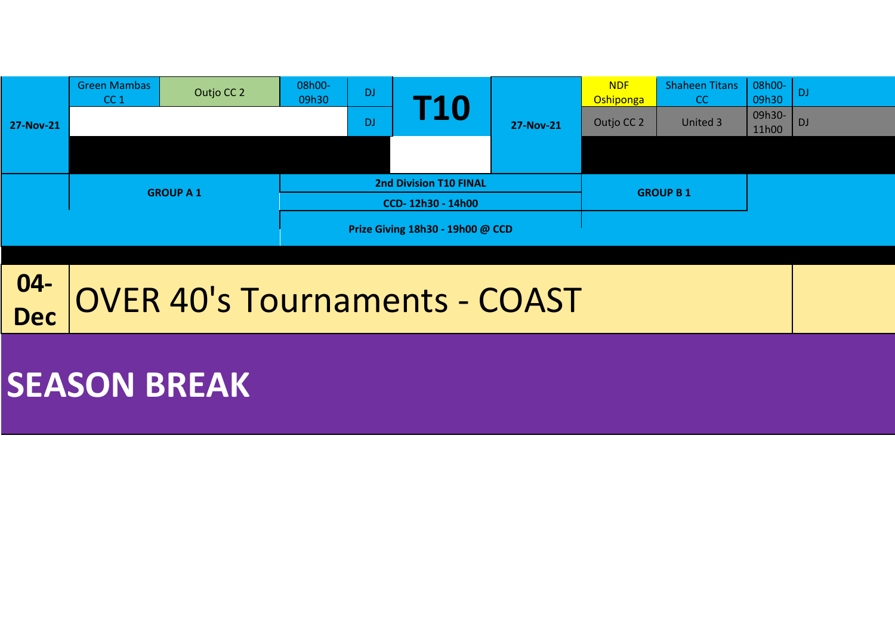| Date | Team 1 | Team 2 | Time | Venue | | Date | Team 1 | Team 2 | Time | Venue |
|---|---|---|---|---|---|---|---|---|---|---|
| 27-Nov-21 | Green Mambas CC 1 | Outjo CC 2 | 08h00-09h30 | DJ | T10 | 27-Nov-21 | NDF Oshiponga | Shaheen Titans CC | 08h00-09h30 | DJ |
| | | | | DJ | | | Outjo CC 2 | United 3 | 09h30-11h00 | DJ |

| GROUP A 1 | 2nd Division T10 FINAL | GROUP B 1 |
|---|---|---|
| | CCD- 12h30 - 14h00 | |
| | Prize Giving 18h30 - 19h00 @ CCD | |

| 04-Dec | OVER 40's Tournaments - COAST |
|---|---|

# SEASON BREAK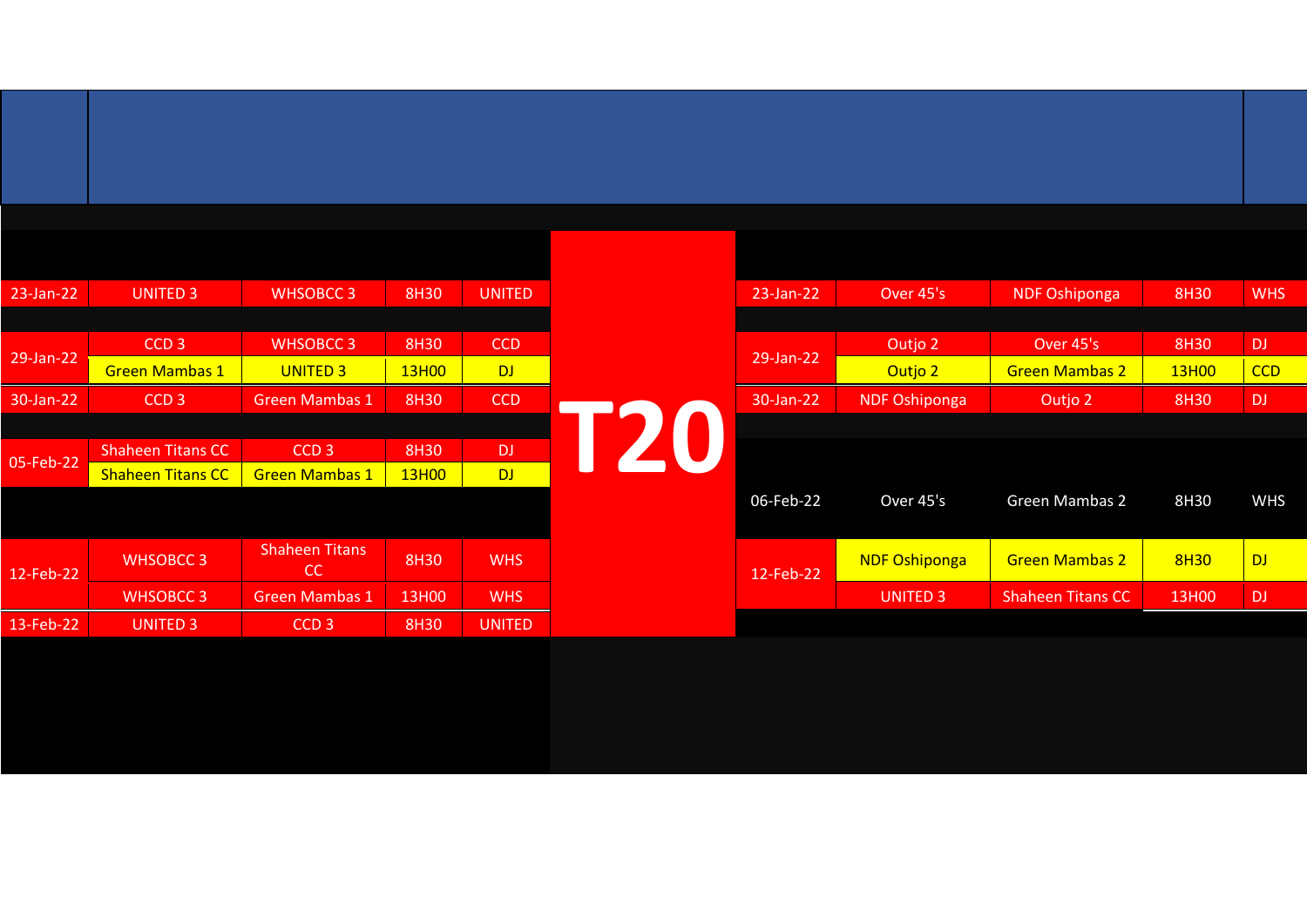# T20

| Date | Team | Team | Time | Venue |
|---|---|---|---|---|
| 23-Jan-22 | UNITED 3 | WHSOBCC 3 | 8H30 | UNITED |
| 29-Jan-22 | CCD 3 | WHSOBCC 3 | 8H30 | CCD |
| | Green Mambas 1 | UNITED 3 | 13H00 | DJ |
| 30-Jan-22 | CCD 3 | Green Mambas 1 | 8H30 | CCD |
| 05-Feb-22 | Shaheen Titans CC | CCD 3 | 8H30 | DJ |
| | Shaheen Titans CC | Green Mambas 1 | 13H00 | DJ |
| 12-Feb-22 | WHSOBCC 3 | Shaheen Titans CC | 8H30 | WHS |
| | WHSOBCC 3 | Green Mambas 1 | 13H00 | WHS |
| 13-Feb-22 | UNITED 3 | CCD 3 | 8H30 | UNITED |

| Date | Team | Team | Time | Venue |
|---|---|---|---|---|
| 23-Jan-22 | Over 45's | NDF Oshiponga | 8H30 | WHS |
| 29-Jan-22 | Outjo 2 | Over 45's | 8H30 | DJ |
| | Outjo 2 | Green Mambas 2 | 13H00 | CCD |
| 30-Jan-22 | NDF Oshiponga | Outjo 2 | 8H30 | DJ |
| 06-Feb-22 | Over 45's | Green Mambas 2 | 8H30 | WHS |
| 12-Feb-22 | NDF Oshiponga | Green Mambas 2 | 8H30 | DJ |
| | UNITED 3 | Shaheen Titans CC | 13H00 | DJ |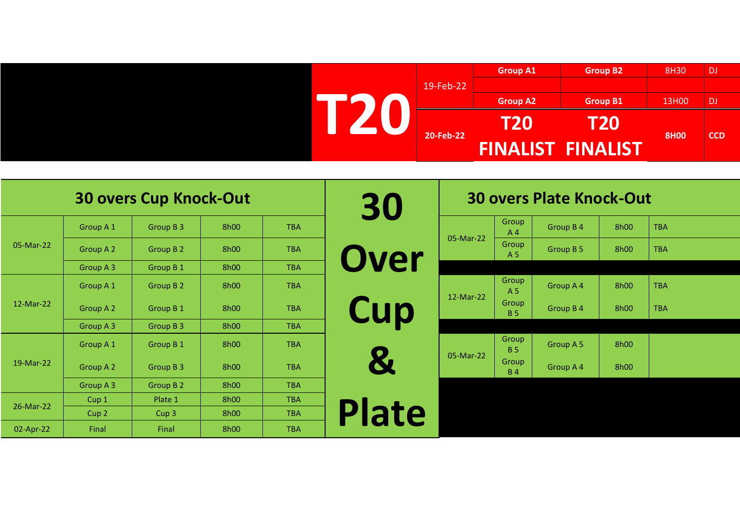# T20

| | | | | |
|---|---|---|---|---|
| 19-Feb-22 | Group A1 | Group B2 | 8H30 | DJ |
| | | | | |
| | Group A2 | Group B1 | 13H00 | DJ |
| 20-Feb-22 | T20 FINALIST | T20 FINALIST | 8H00 | CCD |

# 30 Over Cup & Plate

## 30 overs Cup Knock-Out

| | | | | |
|---|---|---|---|---|
| 05-Mar-22 | Group A 1 | Group B 3 | 8h00 | TBA |
| | Group A 2 | Group B 2 | 8h00 | TBA |
| | Group A 3 | Group B 1 | 8h00 | TBA |
| 12-Mar-22 | Group A 1 | Group B 2 | 8h00 | TBA |
| | Group A 2 | Group B 1 | 8h00 | TBA |
| | Group A 3 | Group B 3 | 8h00 | TBA |
| 19-Mar-22 | Group A 1 | Group B 1 | 8h00 | TBA |
| | Group A 2 | Group B 3 | 8h00 | TBA |
| | Group A 3 | Group B 2 | 8h00 | TBA |
| 26-Mar-22 | Cup 1 | Plate 1 | 8h00 | TBA |
| | Cup 2 | Cup 3 | 8h00 | TBA |
| 02-Apr-22 | Final | Final | 8h00 | TBA |

## 30 overs Plate Knock-Out

| | | | | |
|---|---|---|---|---|
| 05-Mar-22 | Group A 4 | Group B 4 | 8h00 | TBA |
| | Group A 5 | Group B 5 | 8h00 | TBA |
| 12-Mar-22 | Group A 5 | Group A 4 | 8h00 | TBA |
| | Group B 5 | Group B 4 | 8h00 | TBA |
| 05-Mar-22 | Group B 5 | Group A 5 | 8h00 | |
| | Group B 4 | Group A 4 | 8h00 | |